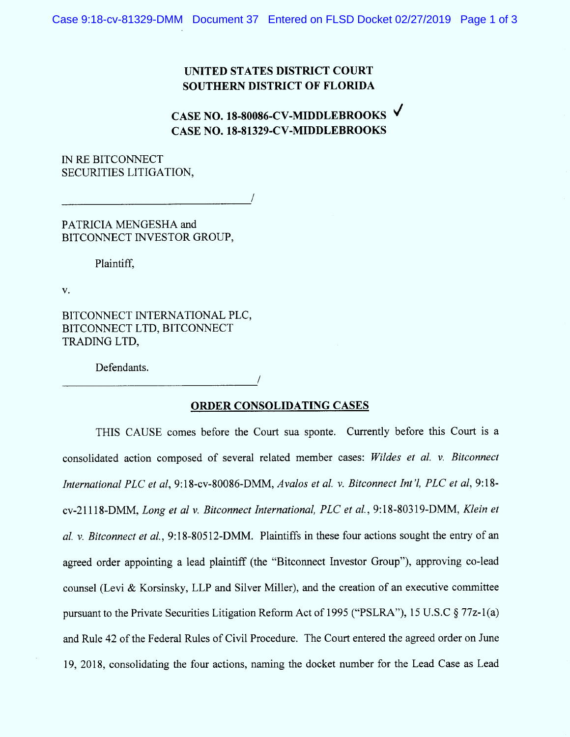**UNITED STATES DISTRICT COURT**
**SOUTHERN DISTRICT OF FLORIDA**

**CASE NO. 18-80086-CV-MIDDLEBROOKS** ✓
**CASE NO. 18-81329-CV-MIDDLEBROOKS**

IN RE BITCONNECT
SECURITIES LITIGATION,

_________________________________/

PATRICIA MENGESHA and
BITCONNECT INVESTOR GROUP,

Plaintiff,

v.

BITCONNECT INTERNATIONAL PLC,
BITCONNECT LTD, BITCONNECT
TRADING LTD,

Defendants.

_________________________________/

## ORDER CONSOLIDATING CASES

THIS CAUSE comes before the Court sua sponte. Currently before this Court is a consolidated action composed of several related member cases: *Wildes et al. v. Bitconnect International PLC et al*, 9:18-cv-80086-DMM, *Avalos et al. v. Bitconnect Int'l, PLC et al*, 9:18-cv-21118-DMM, *Long et al v. Bitconnect International, PLC et al.*, 9:18-80319-DMM, *Klein et al. v. Bitconnect et al.*, 9:18-80512-DMM. Plaintiffs in these four actions sought the entry of an agreed order appointing a lead plaintiff (the "Bitconnect Investor Group"), approving co-lead counsel (Levi & Korsinsky, LLP and Silver Miller), and the creation of an executive committee pursuant to the Private Securities Litigation Reform Act of 1995 ("PSLRA"), 15 U.S.C § 77z-1(a) and Rule 42 of the Federal Rules of Civil Procedure. The Court entered the agreed order on June 19, 2018, consolidating the four actions, naming the docket number for the Lead Case as Lead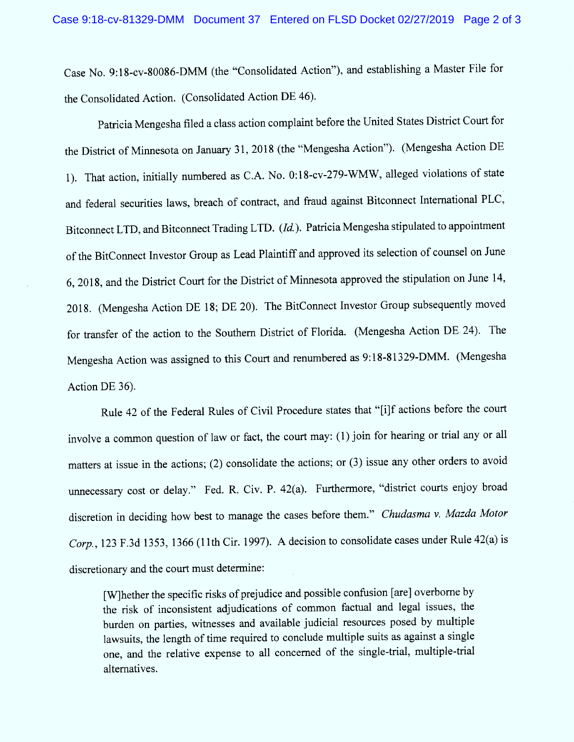Case No. 9:18-cv-80086-DMM (the "Consolidated Action"), and establishing a Master File for the Consolidated Action. (Consolidated Action DE 46).

Patricia Mengesha filed a class action complaint before the United States District Court for the District of Minnesota on January 31, 2018 (the "Mengesha Action"). (Mengesha Action DE 1). That action, initially numbered as C.A. No. 0:18-cv-279-WMW, alleged violations of state and federal securities laws, breach of contract, and fraud against Bitconnect International PLC, Bitconnect LTD, and Bitconnect Trading LTD. (*Id.*). Patricia Mengesha stipulated to appointment of the BitConnect Investor Group as Lead Plaintiff and approved its selection of counsel on June 6, 2018, and the District Court for the District of Minnesota approved the stipulation on June 14, 2018. (Mengesha Action DE 18; DE 20). The BitConnect Investor Group subsequently moved for transfer of the action to the Southern District of Florida. (Mengesha Action DE 24). The Mengesha Action was assigned to this Court and renumbered as 9:18-81329-DMM. (Mengesha Action DE 36).

Rule 42 of the Federal Rules of Civil Procedure states that "[i]f actions before the court involve a common question of law or fact, the court may: (1) join for hearing or trial any or all matters at issue in the actions; (2) consolidate the actions; or (3) issue any other orders to avoid unnecessary cost or delay." Fed. R. Civ. P. 42(a). Furthermore, "district courts enjoy broad discretion in deciding how best to manage the cases before them." *Chudasma v. Mazda Motor Corp.*, 123 F.3d 1353, 1366 (11th Cir. 1997). A decision to consolidate cases under Rule 42(a) is discretionary and the court must determine:

> [W]hether the specific risks of prejudice and possible confusion [are] overborne by the risk of inconsistent adjudications of common factual and legal issues, the burden on parties, witnesses and available judicial resources posed by multiple lawsuits, the length of time required to conclude multiple suits as against a single one, and the relative expense to all concerned of the single-trial, multiple-trial alternatives.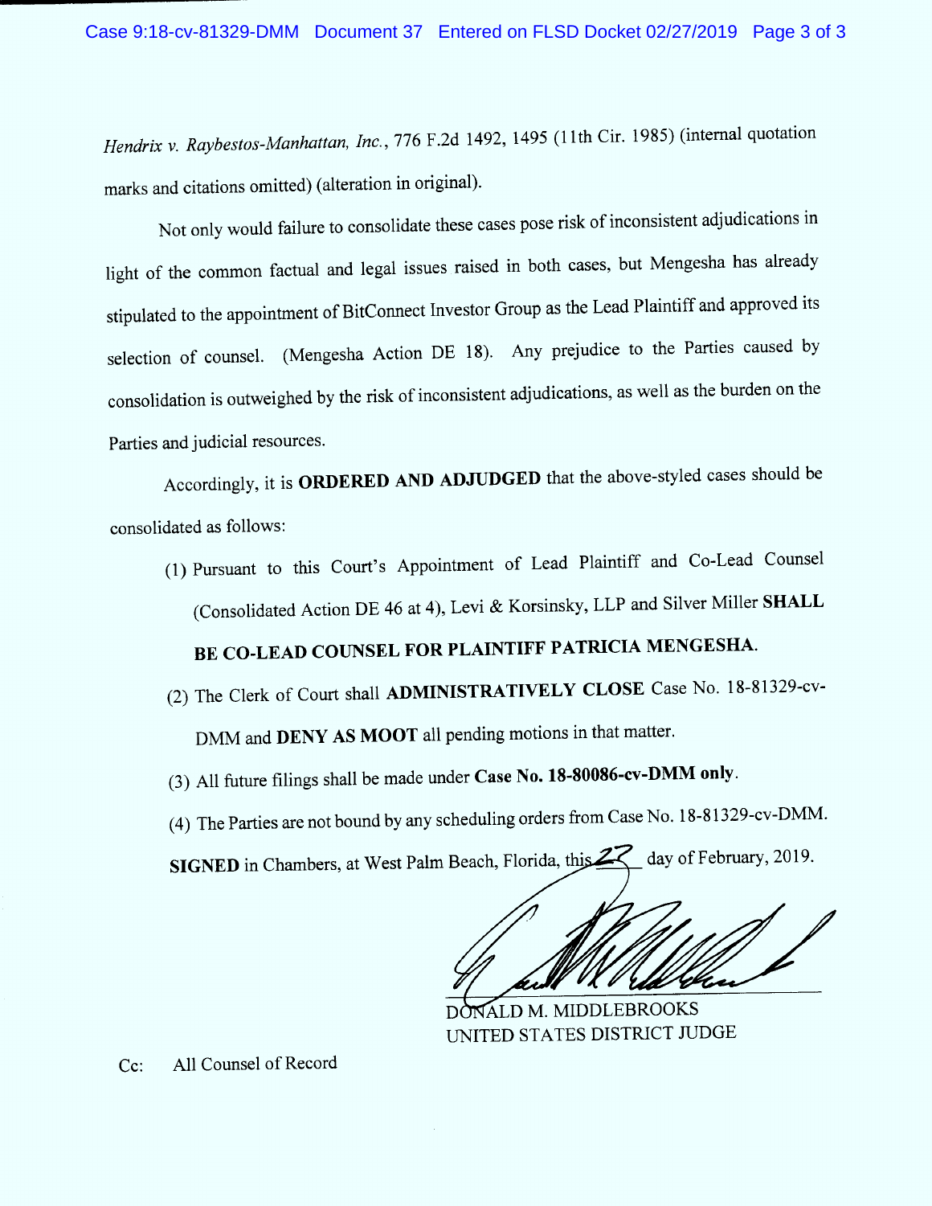*Hendrix v. Raybestos-Manhattan, Inc.*, 776 F.2d 1492, 1495 (11th Cir. 1985) (internal quotation marks and citations omitted) (alteration in original).

Not only would failure to consolidate these cases pose risk of inconsistent adjudications in light of the common factual and legal issues raised in both cases, but Mengesha has already stipulated to the appointment of BitConnect Investor Group as the Lead Plaintiff and approved its selection of counsel. (Mengesha Action DE 18). Any prejudice to the Parties caused by consolidation is outweighed by the risk of inconsistent adjudications, as well as the burden on the Parties and judicial resources.

Accordingly, it is **ORDERED AND ADJUDGED** that the above-styled cases should be consolidated as follows:

(1) Pursuant to this Court's Appointment of Lead Plaintiff and Co-Lead Counsel (Consolidated Action DE 46 at 4), Levi & Korsinsky, LLP and Silver Miller **SHALL BE CO-LEAD COUNSEL FOR PLAINTIFF PATRICIA MENGESHA**.

(2) The Clerk of Court shall **ADMINISTRATIVELY CLOSE** Case No. 18-81329-cv-DMM and **DENY AS MOOT** all pending motions in that matter.

(3) All future filings shall be made under **Case No. 18-80086-cv-DMM only**.

(4) The Parties are not bound by any scheduling orders from Case No. 18-81329-cv-DMM.

**SIGNED** in Chambers, at West Palm Beach, Florida, this 27 day of February, 2019.

DONALD M. MIDDLEBROOKS
UNITED STATES DISTRICT JUDGE

Cc: All Counsel of Record